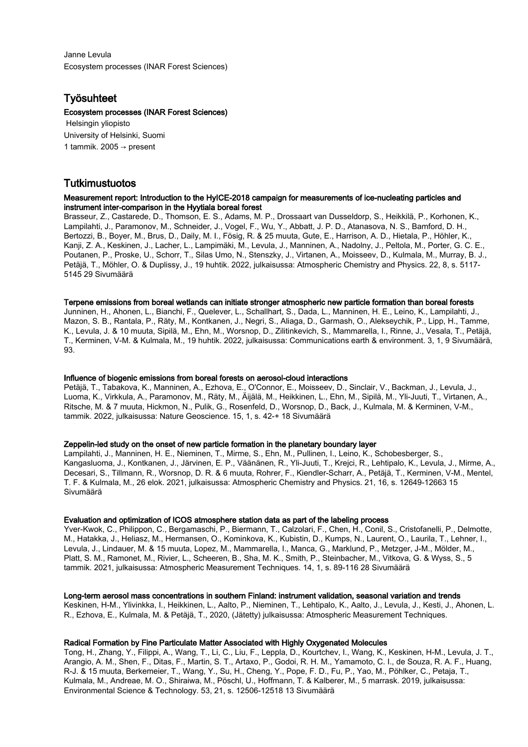Janne Levula
Ecosystem processes (INAR Forest Sciences)

## Työsuhteet

### Ecosystem processes (INAR Forest Sciences)

Helsingin yliopisto
University of Helsinki, Suomi
1 tammik. 2005 → present

## Tutkimustuotos

### Measurement report: Introduction to the HyICE-2018 campaign for measurements of ice-nucleating particles and instrument inter-comparison in the Hyytiala boreal forest

Brasseur, Z., Castarede, D., Thomson, E. S., Adams, M. P., Drossaart van Dusseldorp, S., Heikkilä, P., Korhonen, K., Lampilahti, J., Paramonov, M., Schneider, J., Vogel, F., Wu, Y., Abbatt, J. P. D., Atanasova, N. S., Bamford, D. H., Bertozzi, B., Boyer, M., Brus, D., Daily, M. I., Fösig, R. & 25 muuta, Gute, E., Harrison, A. D., Hietala, P., Höhler, K., Kanji, Z. A., Keskinen, J., Lacher, L., Lampimäki, M., Levula, J., Manninen, A., Nadolny, J., Peltola, M., Porter, G. C. E., Poutanen, P., Proske, U., Schorr, T., Silas Umo, N., Stenszky, J., Virtanen, A., Moisseev, D., Kulmala, M., Murray, B. J., Petäjä, T., Möhler, O. & Duplissy, J., 19 huhtik. 2022, julkaisussa: Atmospheric Chemistry and Physics. 22, 8, s. 5117-5145 29 Sivumäärä

### Terpene emissions from boreal wetlands can initiate stronger atmospheric new particle formation than boreal forests

Junninen, H., Ahonen, L., Bianchi, F., Quelever, L., Schallhart, S., Dada, L., Manninen, H. E., Leino, K., Lampilahti, J., Mazon, S. B., Rantala, P., Räty, M., Kontkanen, J., Negri, S., Aliaga, D., Garmash, O., Alekseychik, P., Lipp, H., Tamme, K., Levula, J. & 10 muuta, Sipilä, M., Ehn, M., Worsnop, D., Zilitinkevich, S., Mammarella, I., Rinne, J., Vesala, T., Petäjä, T., Kerminen, V-M. & Kulmala, M., 19 huhtik. 2022, julkaisussa: Communications earth & environment. 3, 1, 9 Sivumäärä, 93.

### Influence of biogenic emissions from boreal forests on aerosol-cloud interactions

Petäjä, T., Tabakova, K., Manninen, A., Ezhova, E., O'Connor, E., Moisseev, D., Sinclair, V., Backman, J., Levula, J., Luoma, K., Virkkula, A., Paramonov, M., Räty, M., Äijälä, M., Heikkinen, L., Ehn, M., Sipilä, M., Yli-Juuti, T., Virtanen, A., Ritsche, M. & 7 muuta, Hickmon, N., Pulik, G., Rosenfeld, D., Worsnop, D., Back, J., Kulmala, M. & Kerminen, V-M., tammik. 2022, julkaisussa: Nature Geoscience. 15, 1, s. 42-+ 18 Sivumäärä

### Zeppelin-led study on the onset of new particle formation in the planetary boundary layer

Lampilahti, J., Manninen, H. E., Nieminen, T., Mirme, S., Ehn, M., Pullinen, I., Leino, K., Schobesberger, S., Kangasluoma, J., Kontkanen, J., Järvinen, E. P., Väänänen, R., Yli-Juuti, T., Krejci, R., Lehtipalo, K., Levula, J., Mirme, A., Decesari, S., Tillmann, R., Worsnop, D. R. & 6 muuta, Rohrer, F., Kiendler-Scharr, A., Petäjä, T., Kerminen, V-M., Mentel, T. F. & Kulmala, M., 26 elok. 2021, julkaisussa: Atmospheric Chemistry and Physics. 21, 16, s. 12649-12663 15 Sivumäärä

### Evaluation and optimization of ICOS atmosphere station data as part of the labeling process

Yver-Kwok, C., Philippon, C., Bergamaschi, P., Biermann, T., Calzolari, F., Chen, H., Conil, S., Cristofanelli, P., Delmotte, M., Hatakka, J., Heliasz, M., Hermansen, O., Kominkova, K., Kubistin, D., Kumps, N., Laurent, O., Laurila, T., Lehner, I., Levula, J., Lindauer, M. & 15 muuta, Lopez, M., Mammarella, I., Manca, G., Marklund, P., Metzger, J-M., Mölder, M., Platt, S. M., Ramonet, M., Rivier, L., Scheeren, B., Sha, M. K., Smith, P., Steinbacher, M., Vitkova, G. & Wyss, S., 5 tammik. 2021, julkaisussa: Atmospheric Measurement Techniques. 14, 1, s. 89-116 28 Sivumäärä

### Long-term aerosol mass concentrations in southern Finland: instrument validation, seasonal variation and trends

Keskinen, H-M., Ylivinkka, I., Heikkinen, L., Aalto, P., Nieminen, T., Lehtipalo, K., Aalto, J., Levula, J., Kesti, J., Ahonen, L. R., Ezhova, E., Kulmala, M. & Petäjä, T., 2020, (Jätetty) julkaisussa: Atmospheric Measurement Techniques.

### Radical Formation by Fine Particulate Matter Associated with Highly Oxygenated Molecules

Tong, H., Zhang, Y., Filippi, A., Wang, T., Li, C., Liu, F., Leppla, D., Kourtchev, I., Wang, K., Keskinen, H-M., Levula, J. T., Arangio, A. M., Shen, F., Ditas, F., Martin, S. T., Artaxo, P., Godoi, R. H. M., Yamamoto, C. I., de Souza, R. A. F., Huang, R-J. & 15 muuta, Berkemeier, T., Wang, Y., Su, H., Cheng, Y., Pope, F. D., Fu, P., Yao, M., Pöhlker, C., Petaja, T., Kulmala, M., Andreae, M. O., Shiraiwa, M., Pöschl, U., Hoffmann, T. & Kalberer, M., 5 marrask. 2019, julkaisussa: Environmental Science & Technology. 53, 21, s. 12506-12518 13 Sivumäärä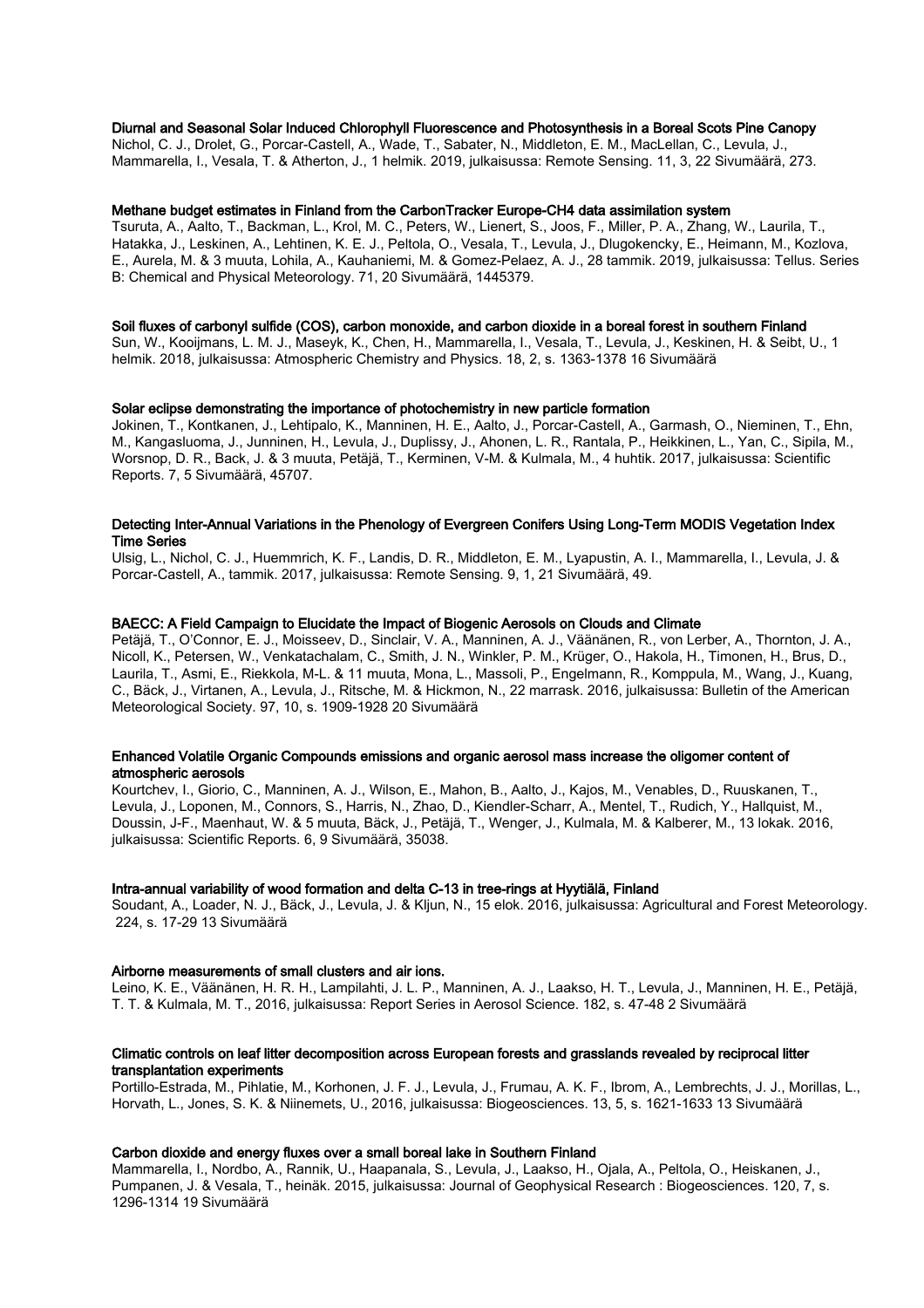**Diurnal and Seasonal Solar Induced Chlorophyll Fluorescence and Photosynthesis in a Boreal Scots Pine Canopy**
Nichol, C. J., Drolet, G., Porcar-Castell, A., Wade, T., Sabater, N., Middleton, E. M., MacLellan, C., Levula, J., Mammarella, I., Vesala, T. & Atherton, J., 1 helmik. 2019, julkaisussa: Remote Sensing. 11, 3, 22 Sivumäärä, 273.

**Methane budget estimates in Finland from the CarbonTracker Europe-CH4 data assimilation system**
Tsuruta, A., Aalto, T., Backman, L., Krol, M. C., Peters, W., Lienert, S., Joos, F., Miller, P. A., Zhang, W., Laurila, T., Hatakka, J., Leskinen, A., Lehtinen, K. E. J., Peltola, O., Vesala, T., Levula, J., Dlugokencky, E., Heimann, M., Kozlova, E., Aurela, M. & 3 muuta, Lohila, A., Kauhaniemi, M. & Gomez-Pelaez, A. J., 28 tammik. 2019, julkaisussa: Tellus. Series B: Chemical and Physical Meteorology. 71, 20 Sivumäärä, 1445379.

**Soil fluxes of carbonyl sulfide (COS), carbon monoxide, and carbon dioxide in a boreal forest in southern Finland**
Sun, W., Kooijmans, L. M. J., Maseyk, K., Chen, H., Mammarella, I., Vesala, T., Levula, J., Keskinen, H. & Seibt, U., 1 helmik. 2018, julkaisussa: Atmospheric Chemistry and Physics. 18, 2, s. 1363-1378 16 Sivumäärä

**Solar eclipse demonstrating the importance of photochemistry in new particle formation**
Jokinen, T., Kontkanen, J., Lehtipalo, K., Manninen, H. E., Aalto, J., Porcar-Castell, A., Garmash, O., Nieminen, T., Ehn, M., Kangasluoma, J., Junninen, H., Levula, J., Duplissy, J., Ahonen, L. R., Rantala, P., Heikkinen, L., Yan, C., Sipila, M., Worsnop, D. R., Back, J. & 3 muuta, Petäjä, T., Kerminen, V-M. & Kulmala, M., 4 huhtik. 2017, julkaisussa: Scientific Reports. 7, 5 Sivumäärä, 45707.

**Detecting Inter-Annual Variations in the Phenology of Evergreen Conifers Using Long-Term MODIS Vegetation Index Time Series**
Ulsig, L., Nichol, C. J., Huemmrich, K. F., Landis, D. R., Middleton, E. M., Lyapustin, A. I., Mammarella, I., Levula, J. & Porcar-Castell, A., tammik. 2017, julkaisussa: Remote Sensing. 9, 1, 21 Sivumäärä, 49.

**BAECC: A Field Campaign to Elucidate the Impact of Biogenic Aerosols on Clouds and Climate**
Petäjä, T., O'Connor, E. J., Moisseev, D., Sinclair, V. A., Manninen, A. J., Väänänen, R., von Lerber, A., Thornton, J. A., Nicoll, K., Petersen, W., Venkatachalam, C., Smith, J. N., Winkler, P. M., Krüger, O., Hakola, H., Timonen, H., Brus, D., Laurila, T., Asmi, E., Riekkola, M-L. & 11 muuta, Mona, L., Massoli, P., Engelmann, R., Komppula, M., Wang, J., Kuang, C., Bäck, J., Virtanen, A., Levula, J., Ritsche, M. & Hickmon, N., 22 marrask. 2016, julkaisussa: Bulletin of the American Meteorological Society. 97, 10, s. 1909-1928 20 Sivumäärä

**Enhanced Volatile Organic Compounds emissions and organic aerosol mass increase the oligomer content of atmospheric aerosols**
Kourtchev, I., Giorio, C., Manninen, A. J., Wilson, E., Mahon, B., Aalto, J., Kajos, M., Venables, D., Ruuskanen, T., Levula, J., Loponen, M., Connors, S., Harris, N., Zhao, D., Kiendler-Scharr, A., Mentel, T., Rudich, Y., Hallquist, M., Doussin, J-F., Maenhaut, W. & 5 muuta, Bäck, J., Petäjä, T., Wenger, J., Kulmala, M. & Kalberer, M., 13 lokak. 2016, julkaisussa: Scientific Reports. 6, 9 Sivumäärä, 35038.

**Intra-annual variability of wood formation and delta C-13 in tree-rings at Hyytiälä, Finland**
Soudant, A., Loader, N. J., Bäck, J., Levula, J. & Kljun, N., 15 elok. 2016, julkaisussa: Agricultural and Forest Meteorology. 224, s. 17-29 13 Sivumäärä

**Airborne measurements of small clusters and air ions.**
Leino, K. E., Väänänen, H. R. H., Lampilahti, J. L. P., Manninen, A. J., Laakso, H. T., Levula, J., Manninen, H. E., Petäjä, T. T. & Kulmala, M. T., 2016, julkaisussa: Report Series in Aerosol Science. 182, s. 47-48 2 Sivumäärä

**Climatic controls on leaf litter decomposition across European forests and grasslands revealed by reciprocal litter transplantation experiments**
Portillo-Estrada, M., Pihlatie, M., Korhonen, J. F. J., Levula, J., Frumau, A. K. F., Ibrom, A., Lembrechts, J. J., Morillas, L., Horvath, L., Jones, S. K. & Niinemets, U., 2016, julkaisussa: Biogeosciences. 13, 5, s. 1621-1633 13 Sivumäärä

**Carbon dioxide and energy fluxes over a small boreal lake in Southern Finland**
Mammarella, I., Nordbo, A., Rannik, U., Haapanala, S., Levula, J., Laakso, H., Ojala, A., Peltola, O., Heiskanen, J., Pumpanen, J. & Vesala, T., heinäk. 2015, julkaisussa: Journal of Geophysical Research : Biogeosciences. 120, 7, s. 1296-1314 19 Sivumäärä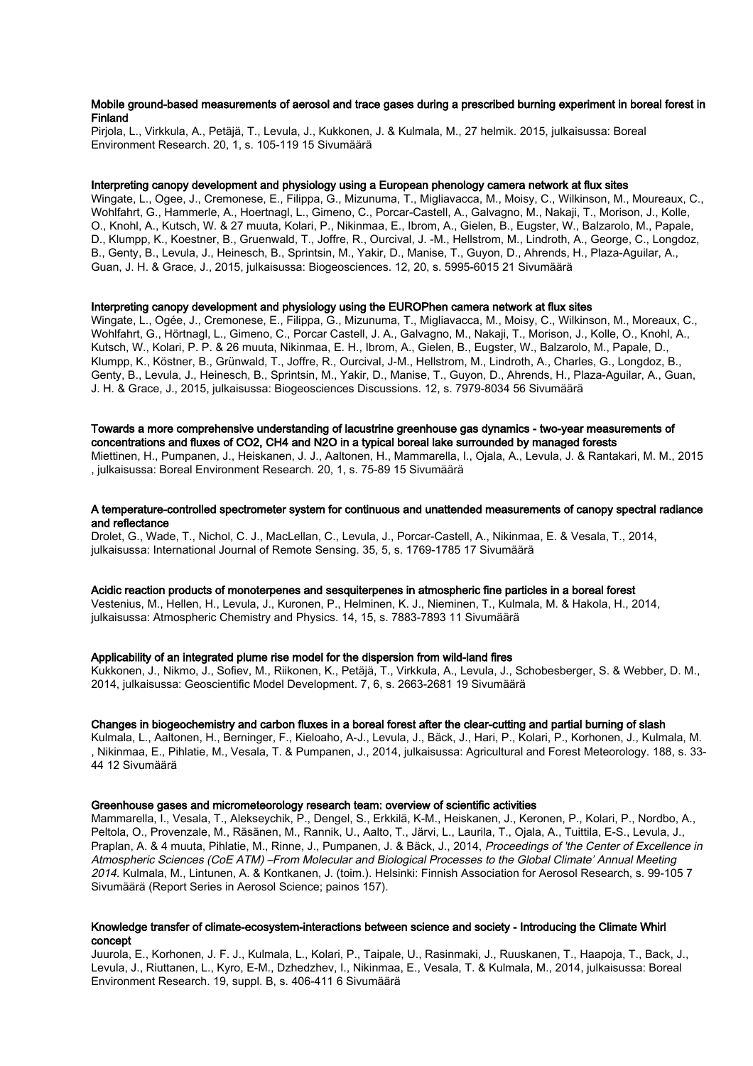**Mobile ground-based measurements of aerosol and trace gases during a prescribed burning experiment in boreal forest in Finland**

Pirjola, L., Virkkula, A., Petäjä, T., Levula, J., Kukkonen, J. & Kulmala, M., 27 helmik. 2015, julkaisussa: Boreal Environment Research. 20, 1, s. 105-119 15 Sivumäärä

**Interpreting canopy development and physiology using a European phenology camera network at flux sites**

Wingate, L., Ogee, J., Cremonese, E., Filippa, G., Mizunuma, T., Migliavacca, M., Moisy, C., Wilkinson, M., Moureaux, C., Wohlfahrt, G., Hammerle, A., Hoertnagl, L., Gimeno, C., Porcar-Castell, A., Galvagno, M., Nakaji, T., Morison, J., Kolle, O., Knohl, A., Kutsch, W. & 27 muuta, Kolari, P., Nikinmaa, E., Ibrom, A., Gielen, B., Eugster, W., Balzarolo, M., Papale, D., Klumpp, K., Koestner, B., Gruenwald, T., Joffre, R., Ourcival, J. -M., Hellstrom, M., Lindroth, A., George, C., Longdoz, B., Genty, B., Levula, J., Heinesch, B., Sprintsin, M., Yakir, D., Manise, T., Guyon, D., Ahrends, H., Plaza-Aguilar, A., Guan, J. H. & Grace, J., 2015, julkaisussa: Biogeosciences. 12, 20, s. 5995-6015 21 Sivumäärä

**Interpreting canopy development and physiology using the EUROPhen camera network at flux sites**

Wingate, L., Ogée, J., Cremonese, E., Filippa, G., Mizunuma, T., Migliavacca, M., Moisy, C., Wilkinson, M., Moreaux, C., Wohlfahrt, G., Hörtnagl, L., Gimeno, C., Porcar Castell, J. A., Galvagno, M., Nakaji, T., Morison, J., Kolle, O., Knohl, A., Kutsch, W., Kolari, P. P. & 26 muuta, Nikinmaa, E. H., Ibrom, A., Gielen, B., Eugster, W., Balzarolo, M., Papale, D., Klumpp, K., Köstner, B., Grünwald, T., Joffre, R., Ourcival, J-M., Hellstrom, M., Lindroth, A., Charles, G., Longdoz, B., Genty, B., Levula, J., Heinesch, B., Sprintsin, M., Yakir, D., Manise, T., Guyon, D., Ahrends, H., Plaza-Aguilar, A., Guan, J. H. & Grace, J., 2015, julkaisussa: Biogeosciences Discussions. 12, s. 7979-8034 56 Sivumäärä

**Towards a more comprehensive understanding of lacustrine greenhouse gas dynamics - two-year measurements of concentrations and fluxes of CO2, CH4 and N2O in a typical boreal lake surrounded by managed forests**

Miettinen, H., Pumpanen, J., Heiskanen, J. J., Aaltonen, H., Mammarella, I., Ojala, A., Levula, J. & Rantakari, M. M., 2015 , julkaisussa: Boreal Environment Research. 20, 1, s. 75-89 15 Sivumäärä

**A temperature-controlled spectrometer system for continuous and unattended measurements of canopy spectral radiance and reflectance**

Drolet, G., Wade, T., Nichol, C. J., MacLellan, C., Levula, J., Porcar-Castell, A., Nikinmaa, E. & Vesala, T., 2014, julkaisussa: International Journal of Remote Sensing. 35, 5, s. 1769-1785 17 Sivumäärä

**Acidic reaction products of monoterpenes and sesquiterpenes in atmospheric fine particles in a boreal forest**

Vestenius, M., Hellen, H., Levula, J., Kuronen, P., Helminen, K. J., Nieminen, T., Kulmala, M. & Hakola, H., 2014, julkaisussa: Atmospheric Chemistry and Physics. 14, 15, s. 7883-7893 11 Sivumäärä

**Applicability of an integrated plume rise model for the dispersion from wild-land fires**

Kukkonen, J., Nikmo, J., Sofiev, M., Riikonen, K., Petäjä, T., Virkkula, A., Levula, J., Schobesberger, S. & Webber, D. M., 2014, julkaisussa: Geoscientific Model Development. 7, 6, s. 2663-2681 19 Sivumäärä

**Changes in biogeochemistry and carbon fluxes in a boreal forest after the clear-cutting and partial burning of slash**

Kulmala, L., Aaltonen, H., Berninger, F., Kieloaho, A-J., Levula, J., Bäck, J., Hari, P., Kolari, P., Korhonen, J., Kulmala, M. , Nikinmaa, E., Pihlatie, M., Vesala, T. & Pumpanen, J., 2014, julkaisussa: Agricultural and Forest Meteorology. 188, s. 33-44 12 Sivumäärä

**Greenhouse gases and micrometeorology research team: overview of scientific activities**

Mammarella, I., Vesala, T., Alekseychik, P., Dengel, S., Erkkilä, K-M., Heiskanen, J., Keronen, P., Kolari, P., Nordbo, A., Peltola, O., Provenzale, M., Räsänen, M., Rannik, U., Aalto, T., Järvi, L., Laurila, T., Ojala, A., Tuittila, E-S., Levula, J., Praplan, A. & 4 muuta, Pihlatie, M., Rinne, J., Pumpanen, J. & Bäck, J., 2014, *Proceedings of 'the Center of Excellence in Atmospheric Sciences (CoE ATM) –From Molecular and Biological Processes to the Global Climate' Annual Meeting 2014.* Kulmala, M., Lintunen, A. & Kontkanen, J. (toim.). Helsinki: Finnish Association for Aerosol Research, s. 99-105 7 Sivumäärä (Report Series in Aerosol Science; painos 157).

**Knowledge transfer of climate-ecosystem-interactions between science and society - Introducing the Climate Whirl concept**

Juurola, E., Korhonen, J. F. J., Kulmala, L., Kolari, P., Taipale, U., Rasinmaki, J., Ruuskanen, T., Haapoja, T., Back, J., Levula, J., Riuttanen, L., Kyro, E-M., Dzhedzhev, I., Nikinmaa, E., Vesala, T. & Kulmala, M., 2014, julkaisussa: Boreal Environment Research. 19, suppl. B, s. 406-411 6 Sivumäärä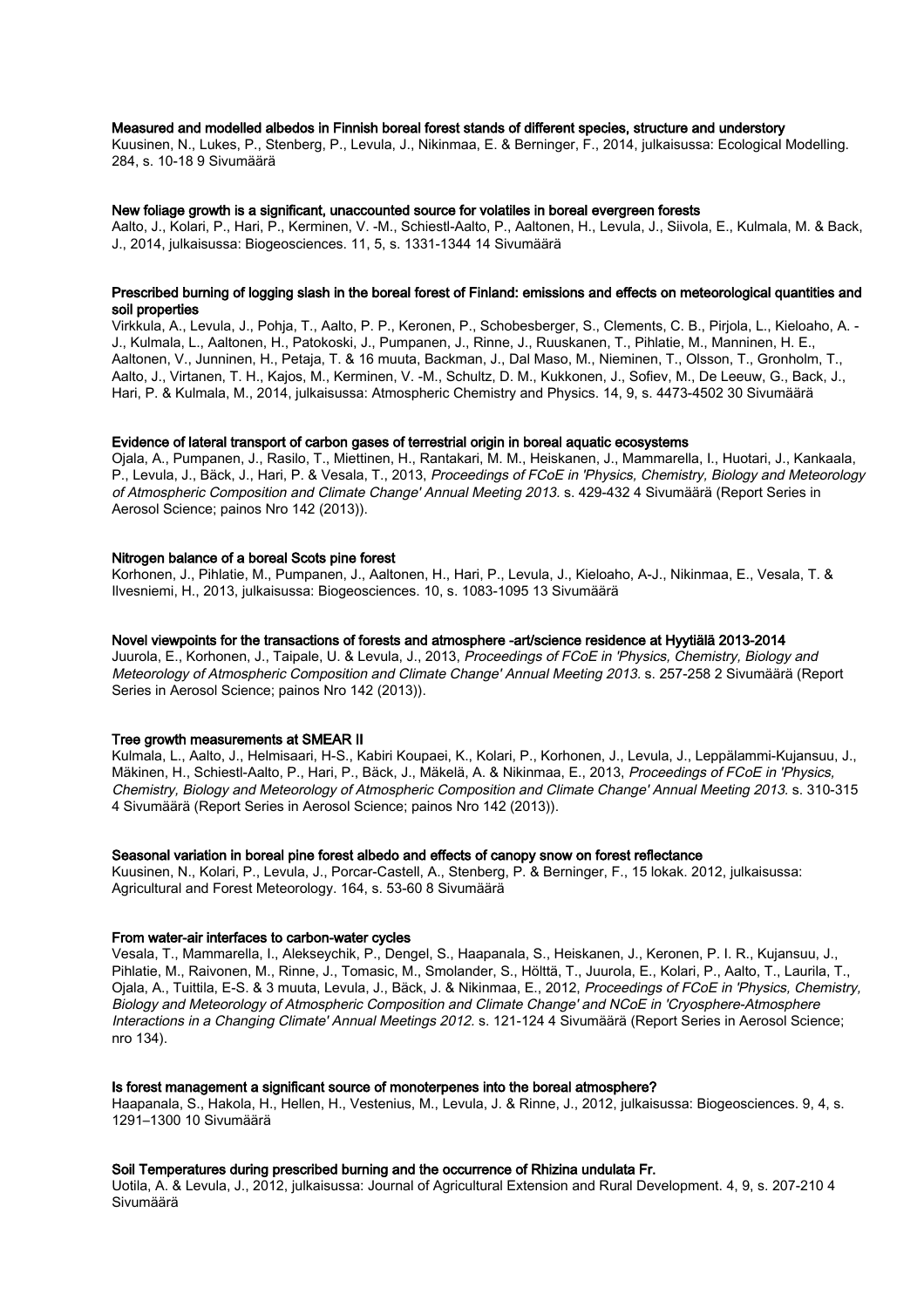**Measured and modelled albedos in Finnish boreal forest stands of different species, structure and understory**

Kuusinen, N., Lukes, P., Stenberg, P., Levula, J., Nikinmaa, E. & Berninger, F., 2014, julkaisussa: Ecological Modelling. 284, s. 10-18 9 Sivumäärä

**New foliage growth is a significant, unaccounted source for volatiles in boreal evergreen forests**

Aalto, J., Kolari, P., Hari, P., Kerminen, V. -M., Schiestl-Aalto, P., Aaltonen, H., Levula, J., Siivola, E., Kulmala, M. & Back, J., 2014, julkaisussa: Biogeosciences. 11, 5, s. 1331-1344 14 Sivumäärä

**Prescribed burning of logging slash in the boreal forest of Finland: emissions and effects on meteorological quantities and soil properties**

Virkkula, A., Levula, J., Pohja, T., Aalto, P. P., Keronen, P., Schobesberger, S., Clements, C. B., Pirjola, L., Kieloaho, A. - J., Kulmala, L., Aaltonen, H., Patokoski, J., Pumpanen, J., Rinne, J., Ruuskanen, T., Pihlatie, M., Manninen, H. E., Aaltonen, V., Junninen, H., Petaja, T. & 16 muuta, Backman, J., Dal Maso, M., Nieminen, T., Olsson, T., Gronholm, T., Aalto, J., Virtanen, T. H., Kajos, M., Kerminen, V. -M., Schultz, D. M., Kukkonen, J., Sofiev, M., De Leeuw, G., Back, J., Hari, P. & Kulmala, M., 2014, julkaisussa: Atmospheric Chemistry and Physics. 14, 9, s. 4473-4502 30 Sivumäärä

**Evidence of lateral transport of carbon gases of terrestrial origin in boreal aquatic ecosystems**

Ojala, A., Pumpanen, J., Rasilo, T., Miettinen, H., Rantakari, M. M., Heiskanen, J., Mammarella, I., Huotari, J., Kankaala, P., Levula, J., Bäck, J., Hari, P. & Vesala, T., 2013, *Proceedings of FCoE in 'Physics, Chemistry, Biology and Meteorology of Atmospheric Composition and Climate Change' Annual Meeting 2013*. s. 429-432 4 Sivumäärä (Report Series in Aerosol Science; painos Nro 142 (2013)).

**Nitrogen balance of a boreal Scots pine forest**

Korhonen, J., Pihlatie, M., Pumpanen, J., Aaltonen, H., Hari, P., Levula, J., Kieloaho, A-J., Nikinmaa, E., Vesala, T. & Ilvesniemi, H., 2013, julkaisussa: Biogeosciences. 10, s. 1083-1095 13 Sivumäärä

**Novel viewpoints for the transactions of forests and atmosphere -art/science residence at Hyytiälä 2013-2014**

Juurola, E., Korhonen, J., Taipale, U. & Levula, J., 2013, *Proceedings of FCoE in 'Physics, Chemistry, Biology and Meteorology of Atmospheric Composition and Climate Change' Annual Meeting 2013*. s. 257-258 2 Sivumäärä (Report Series in Aerosol Science; painos Nro 142 (2013)).

**Tree growth measurements at SMEAR II**

Kulmala, L., Aalto, J., Helmisaari, H-S., Kabiri Koupaei, K., Kolari, P., Korhonen, J., Levula, J., Leppälammi-Kujansuu, J., Mäkinen, H., Schiestl-Aalto, P., Hari, P., Bäck, J., Mäkelä, A. & Nikinmaa, E., 2013, *Proceedings of FCoE in 'Physics, Chemistry, Biology and Meteorology of Atmospheric Composition and Climate Change' Annual Meeting 2013*. s. 310-315 4 Sivumäärä (Report Series in Aerosol Science; painos Nro 142 (2013)).

**Seasonal variation in boreal pine forest albedo and effects of canopy snow on forest reflectance**

Kuusinen, N., Kolari, P., Levula, J., Porcar-Castell, A., Stenberg, P. & Berninger, F., 15 lokak. 2012, julkaisussa: Agricultural and Forest Meteorology. 164, s. 53-60 8 Sivumäärä

**From water-air interfaces to carbon-water cycles**

Vesala, T., Mammarella, I., Alekseychik, P., Dengel, S., Haapanala, S., Heiskanen, J., Keronen, P. I. R., Kujansuu, J., Pihlatie, M., Raivonen, M., Rinne, J., Tomasic, M., Smolander, S., Hölttä, T., Juurola, E., Kolari, P., Aalto, T., Laurila, T., Ojala, A., Tuittila, E-S. & 3 muuta, Levula, J., Bäck, J. & Nikinmaa, E., 2012, *Proceedings of FCoE in 'Physics, Chemistry, Biology and Meteorology of Atmospheric Composition and Climate Change' and NCoE in 'Cryosphere-Atmosphere Interactions in a Changing Climate' Annual Meetings 2012*. s. 121-124 4 Sivumäärä (Report Series in Aerosol Science; nro 134).

**Is forest management a significant source of monoterpenes into the boreal atmosphere?**

Haapanala, S., Hakola, H., Hellen, H., Vestenius, M., Levula, J. & Rinne, J., 2012, julkaisussa: Biogeosciences. 9, 4, s. 1291–1300 10 Sivumäärä

**Soil Temperatures during prescribed burning and the occurrence of Rhizina undulata Fr.**

Uotila, A. & Levula, J., 2012, julkaisussa: Journal of Agricultural Extension and Rural Development. 4, 9, s. 207-210 4 Sivumäärä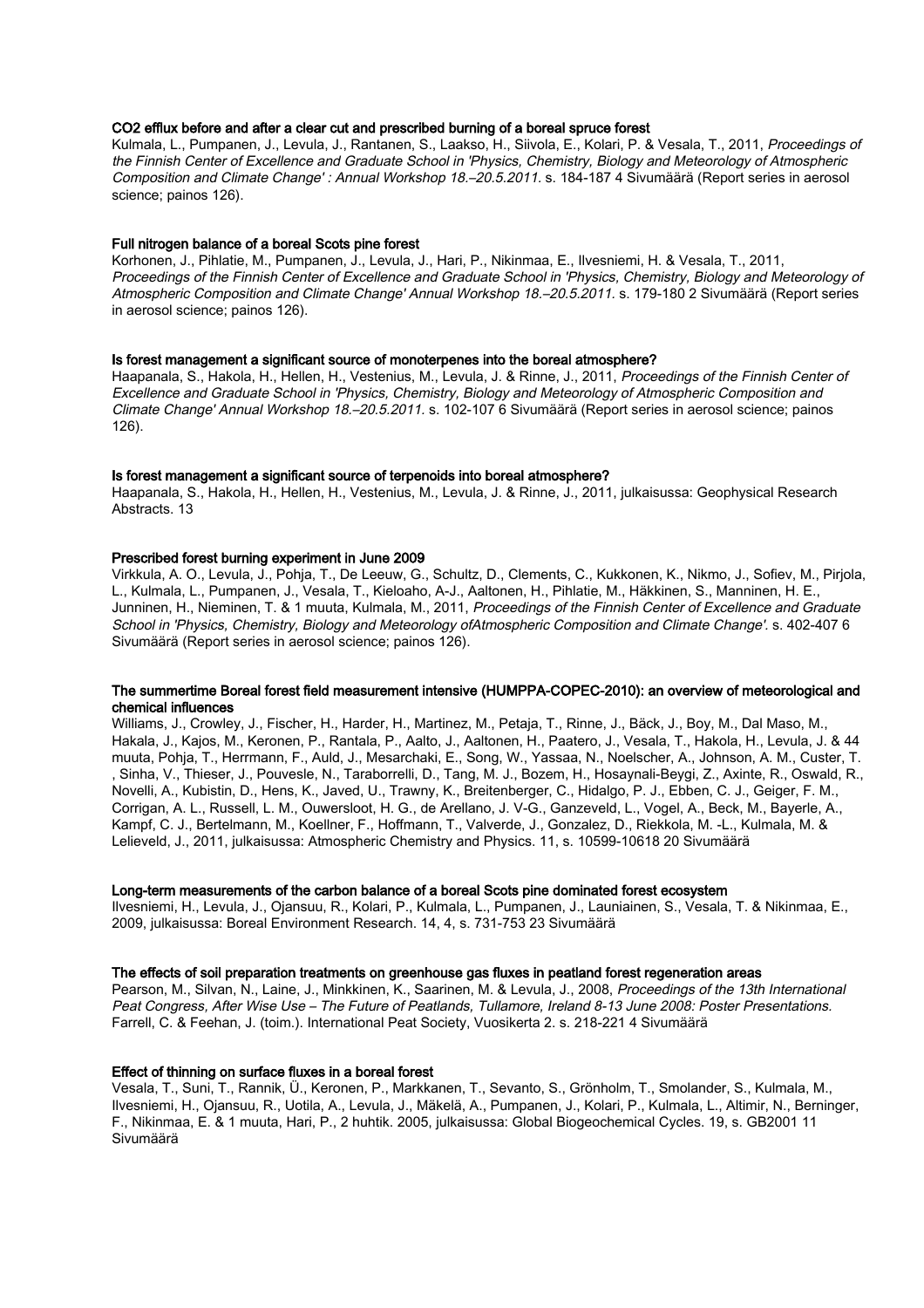**CO2 efflux before and after a clear cut and prescribed burning of a boreal spruce forest**
Kulmala, L., Pumpanen, J., Levula, J., Rantanen, S., Laakso, H., Siivola, E., Kolari, P. & Vesala, T., 2011, *Proceedings of the Finnish Center of Excellence and Graduate School in 'Physics, Chemistry, Biology and Meteorology of Atmospheric Composition and Climate Change' : Annual Workshop 18.–20.5.2011.* s. 184-187 4 Sivumäärä (Report series in aerosol science; painos 126).

**Full nitrogen balance of a boreal Scots pine forest**
Korhonen, J., Pihlatie, M., Pumpanen, J., Levula, J., Hari, P., Nikinmaa, E., Ilvesniemi, H. & Vesala, T., 2011, *Proceedings of the Finnish Center of Excellence and Graduate School in 'Physics, Chemistry, Biology and Meteorology of Atmospheric Composition and Climate Change' Annual Workshop 18.–20.5.2011.* s. 179-180 2 Sivumäärä (Report series in aerosol science; painos 126).

**Is forest management a significant source of monoterpenes into the boreal atmosphere?**
Haapanala, S., Hakola, H., Hellen, H., Vestenius, M., Levula, J. & Rinne, J., 2011, *Proceedings of the Finnish Center of Excellence and Graduate School in 'Physics, Chemistry, Biology and Meteorology of Atmospheric Composition and Climate Change' Annual Workshop 18.–20.5.2011.* s. 102-107 6 Sivumäärä (Report series in aerosol science; painos 126).

**Is forest management a significant source of terpenoids into boreal atmosphere?**
Haapanala, S., Hakola, H., Hellen, H., Vestenius, M., Levula, J. & Rinne, J., 2011, julkaisussa: Geophysical Research Abstracts. 13

**Prescribed forest burning experiment in June 2009**
Virkkula, A. O., Levula, J., Pohja, T., De Leeuw, G., Schultz, D., Clements, C., Kukkonen, K., Nikmo, J., Sofiev, M., Pirjola, L., Kulmala, L., Pumpanen, J., Vesala, T., Kieloaho, A-J., Aaltonen, H., Pihlatie, M., Häkkinen, S., Manninen, H. E., Junninen, H., Nieminen, T. & 1 muuta, Kulmala, M., 2011, *Proceedings of the Finnish Center of Excellence and Graduate School in 'Physics, Chemistry, Biology and Meteorology ofAtmospheric Composition and Climate Change'.* s. 402-407 6 Sivumäärä (Report series in aerosol science; painos 126).

**The summertime Boreal forest field measurement intensive (HUMPPA-COPEC-2010): an overview of meteorological and chemical influences**
Williams, J., Crowley, J., Fischer, H., Harder, H., Martinez, M., Petaja, T., Rinne, J., Bäck, J., Boy, M., Dal Maso, M., Hakala, J., Kajos, M., Keronen, P., Rantala, P., Aalto, J., Aaltonen, H., Paatero, J., Vesala, T., Hakola, H., Levula, J. & 44 muuta, Pohja, T., Herrmann, F., Auld, J., Mesarchaki, E., Song, W., Yassaa, N., Noelscher, A., Johnson, A. M., Custer, T. , Sinha, V., Thieser, J., Pouvesle, N., Taraborrelli, D., Tang, M. J., Bozem, H., Hosaynali-Beygi, Z., Axinte, R., Oswald, R., Novelli, A., Kubistin, D., Hens, K., Javed, U., Trawny, K., Breitenberger, C., Hidalgo, P. J., Ebben, C. J., Geiger, F. M., Corrigan, A. L., Russell, L. M., Ouwersloot, H. G., de Arellano, J. V-G., Ganzeveld, L., Vogel, A., Beck, M., Bayerle, A., Kampf, C. J., Bertelmann, M., Koellner, F., Hoffmann, T., Valverde, J., Gonzalez, D., Riekkola, M. -L., Kulmala, M. & Lelieveld, J., 2011, julkaisussa: Atmospheric Chemistry and Physics. 11, s. 10599-10618 20 Sivumäärä

**Long-term measurements of the carbon balance of a boreal Scots pine dominated forest ecosystem**
Ilvesniemi, H., Levula, J., Ojansuu, R., Kolari, P., Kulmala, L., Pumpanen, J., Launiainen, S., Vesala, T. & Nikinmaa, E., 2009, julkaisussa: Boreal Environment Research. 14, 4, s. 731-753 23 Sivumäärä

**The effects of soil preparation treatments on greenhouse gas fluxes in peatland forest regeneration areas**
Pearson, M., Silvan, N., Laine, J., Minkkinen, K., Saarinen, M. & Levula, J., 2008, *Proceedings of the 13th International Peat Congress, After Wise Use – The Future of Peatlands, Tullamore, Ireland 8-13 June 2008: Poster Presentations.* Farrell, C. & Feehan, J. (toim.). International Peat Society, Vuosikerta 2. s. 218-221 4 Sivumäärä

**Effect of thinning on surface fluxes in a boreal forest**
Vesala, T., Suni, T., Rannik, Ü., Keronen, P., Markkanen, T., Sevanto, S., Grönholm, T., Smolander, S., Kulmala, M., Ilvesniemi, H., Ojansuu, R., Uotila, A., Levula, J., Mäkelä, A., Pumpanen, J., Kolari, P., Kulmala, L., Altimir, N., Berninger, F., Nikinmaa, E. & 1 muuta, Hari, P., 2 huhtik. 2005, julkaisussa: Global Biogeochemical Cycles. 19, s. GB2001 11 Sivumäärä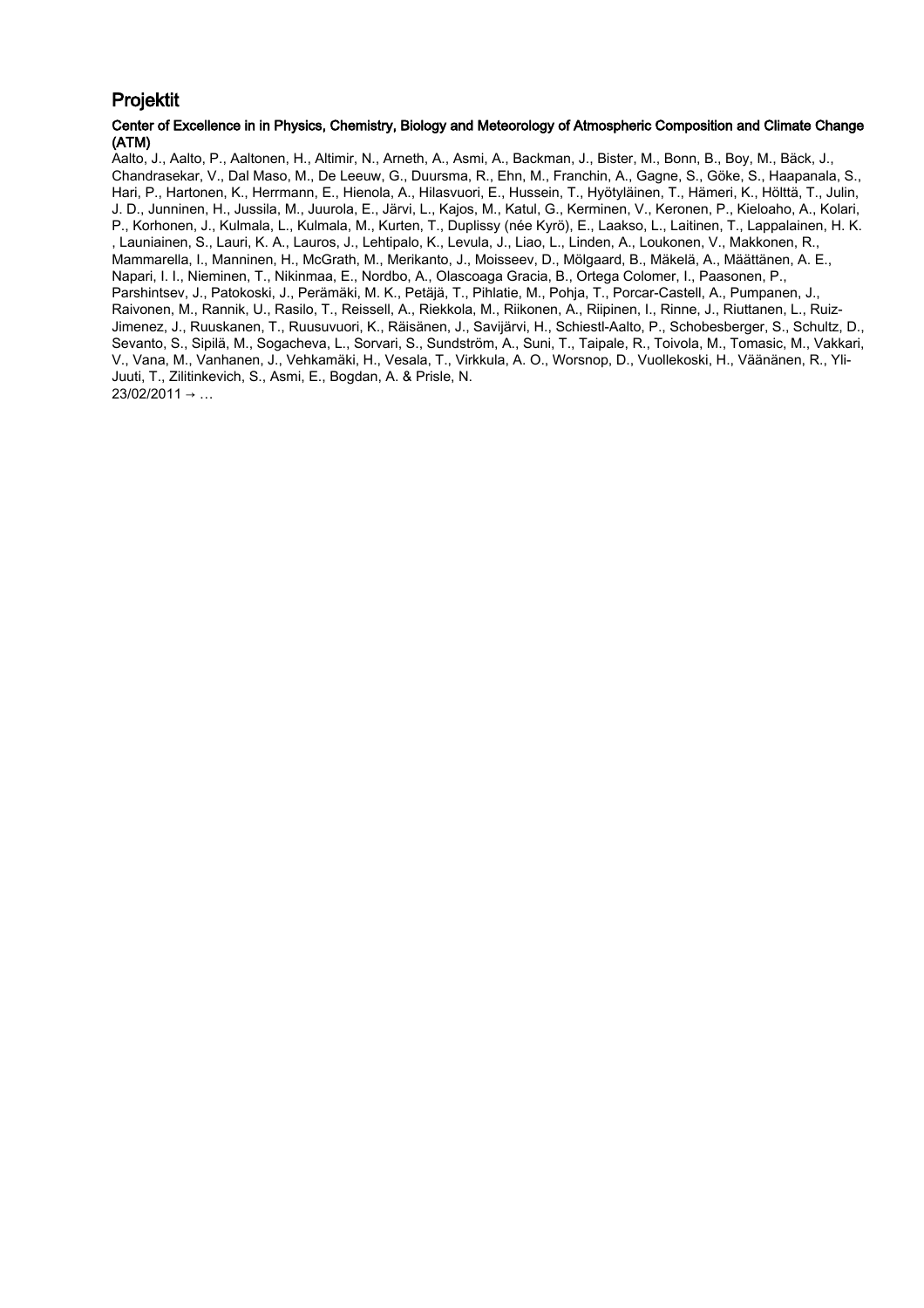## Projektit

#### Center of Excellence in in Physics, Chemistry, Biology and Meteorology of Atmospheric Composition and Climate Change (ATM)

Aalto, J., Aalto, P., Aaltonen, H., Altimir, N., Arneth, A., Asmi, A., Backman, J., Bister, M., Bonn, B., Boy, M., Bäck, J., Chandrasekar, V., Dal Maso, M., De Leeuw, G., Duursma, R., Ehn, M., Franchin, A., Gagne, S., Göke, S., Haapanala, S., Hari, P., Hartonen, K., Herrmann, E., Hienola, A., Hilasvuori, E., Hussein, T., Hyötyläinen, T., Hämeri, K., Hölttä, T., Julin, J. D., Junninen, H., Jussila, M., Juurola, E., Järvi, L., Kajos, M., Katul, G., Kerminen, V., Keronen, P., Kieloaho, A., Kolari, P., Korhonen, J., Kulmala, L., Kulmala, M., Kurten, T., Duplissy (née Kyrö), E., Laakso, L., Laitinen, T., Lappalainen, H. K. , Launiainen, S., Lauri, K. A., Lauros, J., Lehtipalo, K., Levula, J., Liao, L., Linden, A., Loukonen, V., Makkonen, R., Mammarella, I., Manninen, H., McGrath, M., Merikanto, J., Moisseev, D., Mölgaard, B., Mäkelä, A., Määttänen, A. E., Napari, I. I., Nieminen, T., Nikinmaa, E., Nordbo, A., Olascoaga Gracia, B., Ortega Colomer, I., Paasonen, P., Parshintsev, J., Patokoski, J., Perämäki, M. K., Petäjä, T., Pihlatie, M., Pohja, T., Porcar-Castell, A., Pumpanen, J., Raivonen, M., Rannik, U., Rasilo, T., Reissell, A., Riekkola, M., Riikonen, A., Riipinen, I., Rinne, J., Riuttanen, L., Ruiz-Jimenez, J., Ruuskanen, T., Ruusuvuori, K., Räisänen, J., Savijärvi, H., Schiestl-Aalto, P., Schobesberger, S., Schultz, D., Sevanto, S., Sipilä, M., Sogacheva, L., Sorvari, S., Sundström, A., Suni, T., Taipale, R., Toivola, M., Tomasic, M., Vakkari, V., Vana, M., Vanhanen, J., Vehkamäki, H., Vesala, T., Virkkula, A. O., Worsnop, D., Vuollekoski, H., Väänänen, R., Yli-Juuti, T., Zilitinkevich, S., Asmi, E., Bogdan, A. & Prisle, N.

23/02/2011 → …